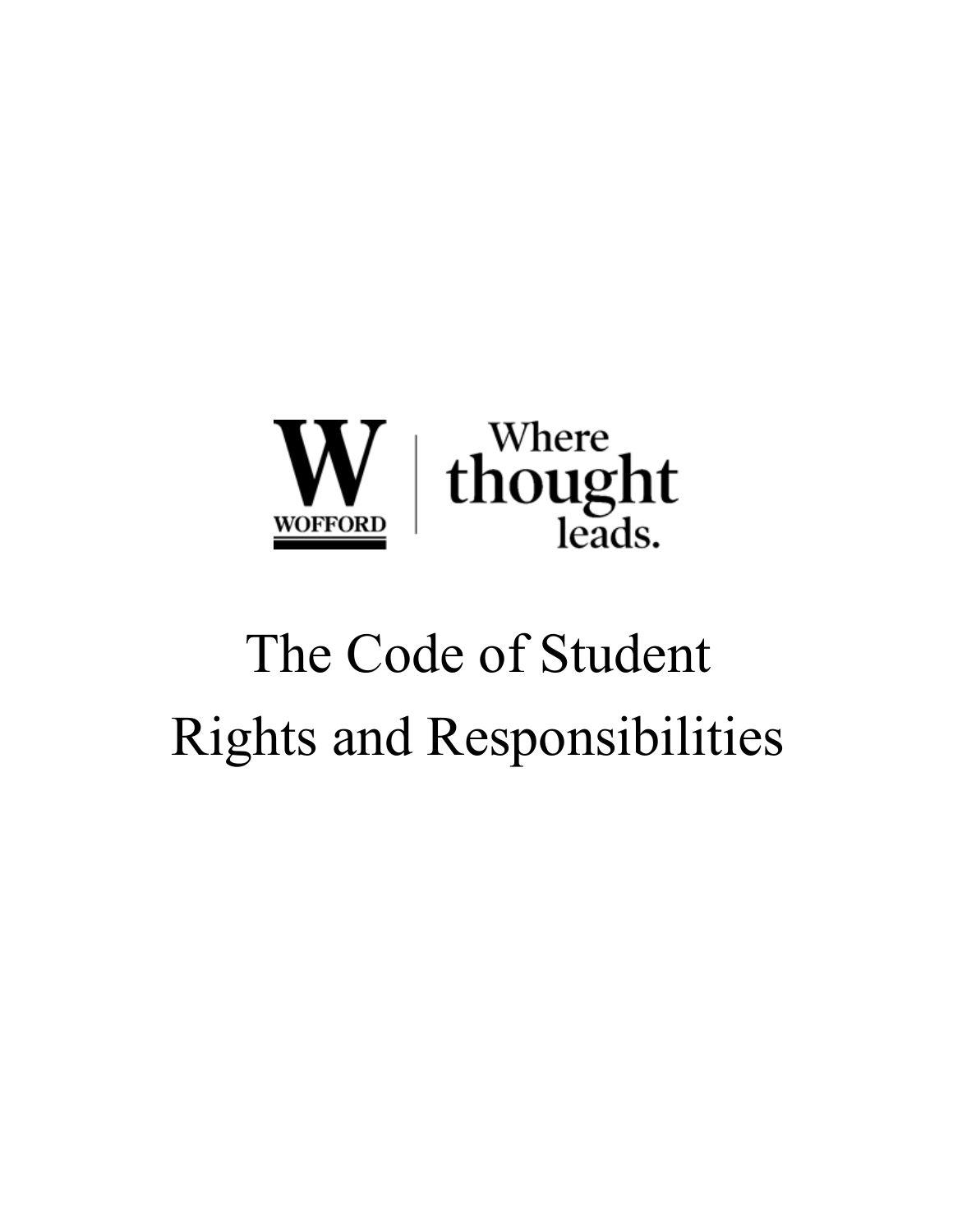W WOFFORD | Where thought leads.

# The Code of Student Rights and Responsibilities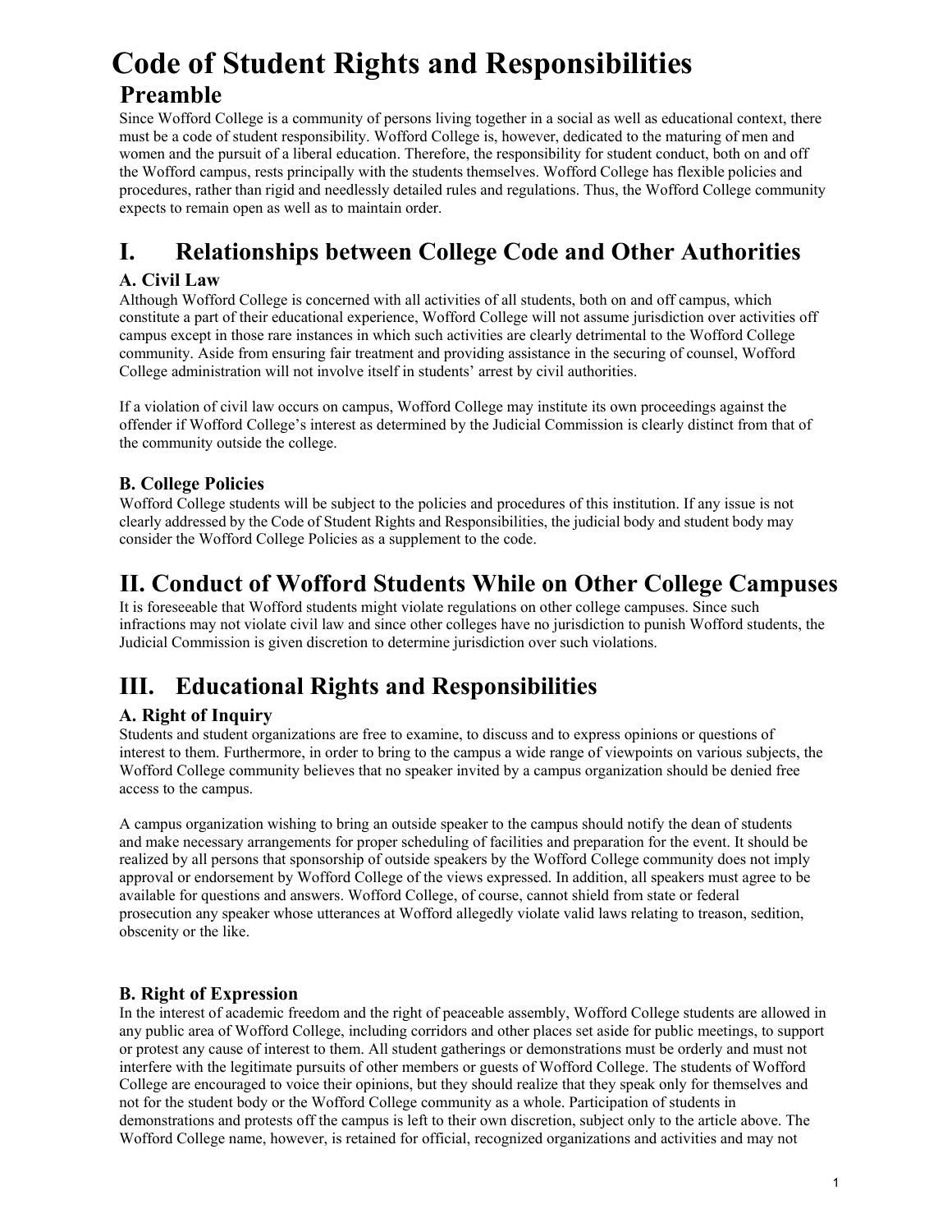# Code of Student Rights and Responsibilities

## Preamble

Since Wofford College is a community of persons living together in a social as well as educational context, there must be a code of student responsibility. Wofford College is, however, dedicated to the maturing of men and women and the pursuit of a liberal education. Therefore, the responsibility for student conduct, both on and off the Wofford campus, rests principally with the students themselves. Wofford College has flexible policies and procedures, rather than rigid and needlessly detailed rules and regulations. Thus, the Wofford College community expects to remain open as well as to maintain order.

## I. Relationships between College Code and Other Authorities

### A. Civil Law

Although Wofford College is concerned with all activities of all students, both on and off campus, which constitute a part of their educational experience, Wofford College will not assume jurisdiction over activities off campus except in those rare instances in which such activities are clearly detrimental to the Wofford College community. Aside from ensuring fair treatment and providing assistance in the securing of counsel, Wofford College administration will not involve itself in students' arrest by civil authorities.

If a violation of civil law occurs on campus, Wofford College may institute its own proceedings against the offender if Wofford College's interest as determined by the Judicial Commission is clearly distinct from that of the community outside the college.

### B. College Policies

Wofford College students will be subject to the policies and procedures of this institution. If any issue is not clearly addressed by the Code of Student Rights and Responsibilities, the judicial body and student body may consider the Wofford College Policies as a supplement to the code.

## II. Conduct of Wofford Students While on Other College Campuses

It is foreseeable that Wofford students might violate regulations on other college campuses. Since such infractions may not violate civil law and since other colleges have no jurisdiction to punish Wofford students, the Judicial Commission is given discretion to determine jurisdiction over such violations.

## III. Educational Rights and Responsibilities

### A. Right of Inquiry

Students and student organizations are free to examine, to discuss and to express opinions or questions of interest to them. Furthermore, in order to bring to the campus a wide range of viewpoints on various subjects, the Wofford College community believes that no speaker invited by a campus organization should be denied free access to the campus.

A campus organization wishing to bring an outside speaker to the campus should notify the dean of students and make necessary arrangements for proper scheduling of facilities and preparation for the event. It should be realized by all persons that sponsorship of outside speakers by the Wofford College community does not imply approval or endorsement by Wofford College of the views expressed. In addition, all speakers must agree to be available for questions and answers. Wofford College, of course, cannot shield from state or federal prosecution any speaker whose utterances at Wofford allegedly violate valid laws relating to treason, sedition, obscenity or the like.

### B. Right of Expression

In the interest of academic freedom and the right of peaceable assembly, Wofford College students are allowed in any public area of Wofford College, including corridors and other places set aside for public meetings, to support or protest any cause of interest to them. All student gatherings or demonstrations must be orderly and must not interfere with the legitimate pursuits of other members or guests of Wofford College. The students of Wofford College are encouraged to voice their opinions, but they should realize that they speak only for themselves and not for the student body or the Wofford College community as a whole. Participation of students in demonstrations and protests off the campus is left to their own discretion, subject only to the article above. The Wofford College name, however, is retained for official, recognized organizations and activities and may not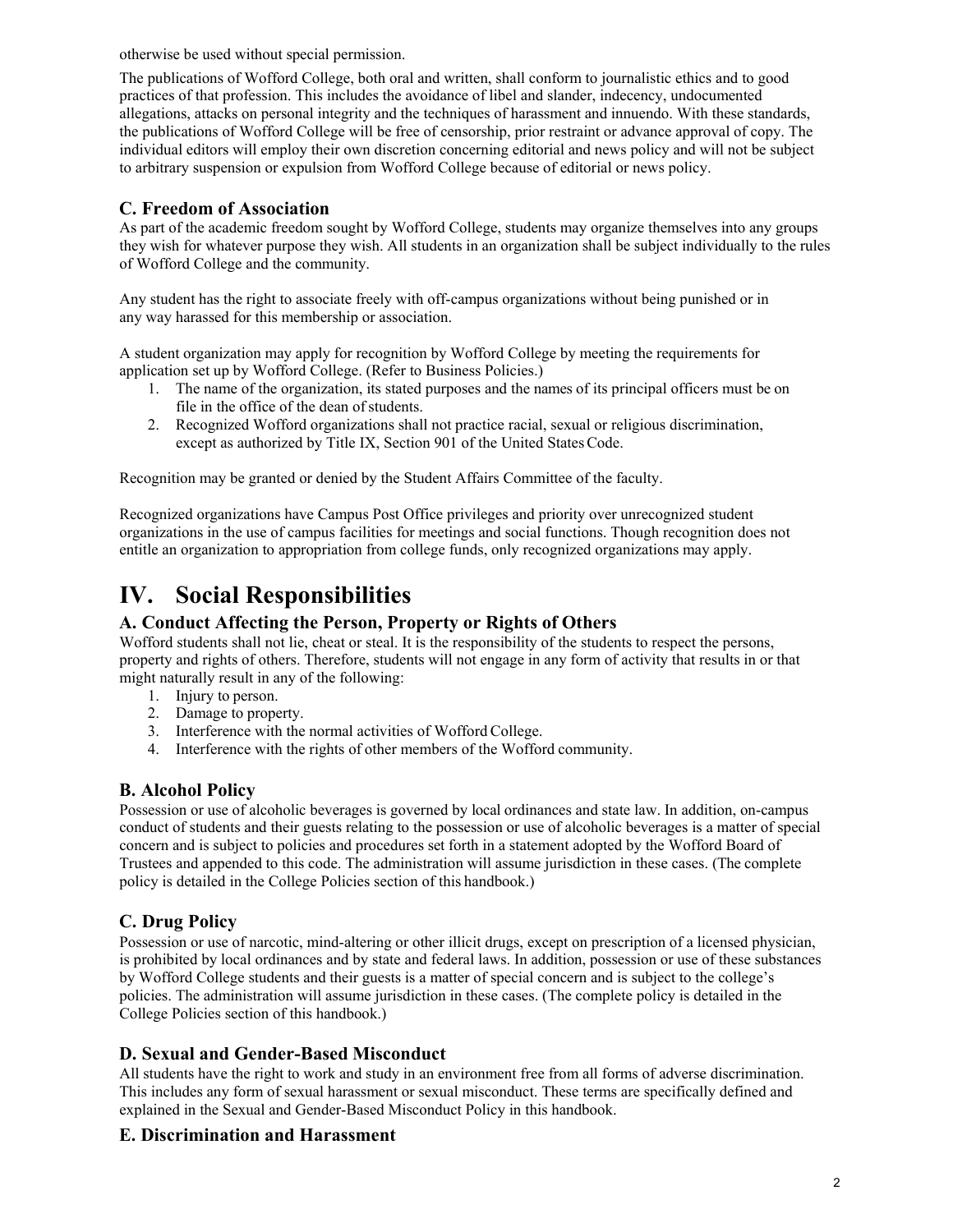otherwise be used without special permission.

The publications of Wofford College, both oral and written, shall conform to journalistic ethics and to good practices of that profession. This includes the avoidance of libel and slander, indecency, undocumented allegations, attacks on personal integrity and the techniques of harassment and innuendo. With these standards, the publications of Wofford College will be free of censorship, prior restraint or advance approval of copy. The individual editors will employ their own discretion concerning editorial and news policy and will not be subject to arbitrary suspension or expulsion from Wofford College because of editorial or news policy.

### C. Freedom of Association

As part of the academic freedom sought by Wofford College, students may organize themselves into any groups they wish for whatever purpose they wish. All students in an organization shall be subject individually to the rules of Wofford College and the community.

Any student has the right to associate freely with off-campus organizations without being punished or in any way harassed for this membership or association.

A student organization may apply for recognition by Wofford College by meeting the requirements for application set up by Wofford College. (Refer to Business Policies.)

1. The name of the organization, its stated purposes and the names of its principal officers must be on file in the office of the dean of students.
2. Recognized Wofford organizations shall not practice racial, sexual or religious discrimination, except as authorized by Title IX, Section 901 of the United States Code.

Recognition may be granted or denied by the Student Affairs Committee of the faculty.

Recognized organizations have Campus Post Office privileges and priority over unrecognized student organizations in the use of campus facilities for meetings and social functions. Though recognition does not entitle an organization to appropriation from college funds, only recognized organizations may apply.

## IV. Social Responsibilities

### A. Conduct Affecting the Person, Property or Rights of Others

Wofford students shall not lie, cheat or steal. It is the responsibility of the students to respect the persons, property and rights of others. Therefore, students will not engage in any form of activity that results in or that might naturally result in any of the following:

1. Injury to person.
2. Damage to property.
3. Interference with the normal activities of Wofford College.
4. Interference with the rights of other members of the Wofford community.

### B. Alcohol Policy

Possession or use of alcoholic beverages is governed by local ordinances and state law. In addition, on-campus conduct of students and their guests relating to the possession or use of alcoholic beverages is a matter of special concern and is subject to policies and procedures set forth in a statement adopted by the Wofford Board of Trustees and appended to this code. The administration will assume jurisdiction in these cases. (The complete policy is detailed in the College Policies section of this handbook.)

### C. Drug Policy

Possession or use of narcotic, mind-altering or other illicit drugs, except on prescription of a licensed physician, is prohibited by local ordinances and by state and federal laws. In addition, possession or use of these substances by Wofford College students and their guests is a matter of special concern and is subject to the college's policies. The administration will assume jurisdiction in these cases. (The complete policy is detailed in the College Policies section of this handbook.)

### D. Sexual and Gender-Based Misconduct

All students have the right to work and study in an environment free from all forms of adverse discrimination. This includes any form of sexual harassment or sexual misconduct. These terms are specifically defined and explained in the Sexual and Gender-Based Misconduct Policy in this handbook.

### E. Discrimination and Harassment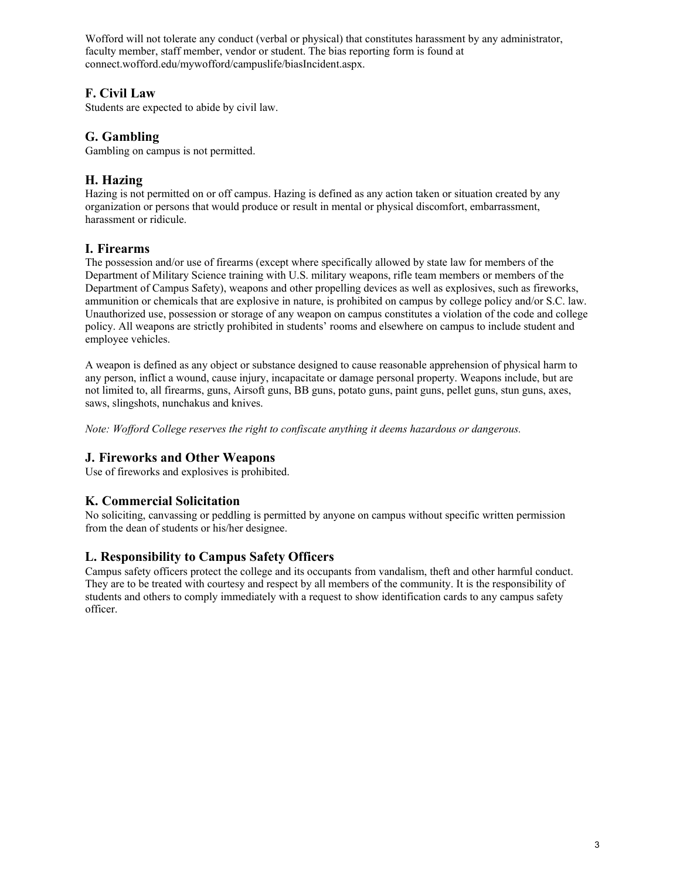Wofford will not tolerate any conduct (verbal or physical) that constitutes harassment by any administrator, faculty member, staff member, vendor or student. The bias reporting form is found at connect.wofford.edu/mywofford/campuslife/biasIncident.aspx.

## F. Civil Law

Students are expected to abide by civil law.

## G. Gambling

Gambling on campus is not permitted.

## H. Hazing

Hazing is not permitted on or off campus. Hazing is defined as any action taken or situation created by any organization or persons that would produce or result in mental or physical discomfort, embarrassment, harassment or ridicule.

## I. Firearms

The possession and/or use of firearms (except where specifically allowed by state law for members of the Department of Military Science training with U.S. military weapons, rifle team members or members of the Department of Campus Safety), weapons and other propelling devices as well as explosives, such as fireworks, ammunition or chemicals that are explosive in nature, is prohibited on campus by college policy and/or S.C. law. Unauthorized use, possession or storage of any weapon on campus constitutes a violation of the code and college policy. All weapons are strictly prohibited in students' rooms and elsewhere on campus to include student and employee vehicles.

A weapon is defined as any object or substance designed to cause reasonable apprehension of physical harm to any person, inflict a wound, cause injury, incapacitate or damage personal property. Weapons include, but are not limited to, all firearms, guns, Airsoft guns, BB guns, potato guns, paint guns, pellet guns, stun guns, axes, saws, slingshots, nunchakus and knives.

*Note: Wofford College reserves the right to confiscate anything it deems hazardous or dangerous.*

## J. Fireworks and Other Weapons

Use of fireworks and explosives is prohibited.

## K. Commercial Solicitation

No soliciting, canvassing or peddling is permitted by anyone on campus without specific written permission from the dean of students or his/her designee.

## L. Responsibility to Campus Safety Officers

Campus safety officers protect the college and its occupants from vandalism, theft and other harmful conduct. They are to be treated with courtesy and respect by all members of the community. It is the responsibility of students and others to comply immediately with a request to show identification cards to any campus safety officer.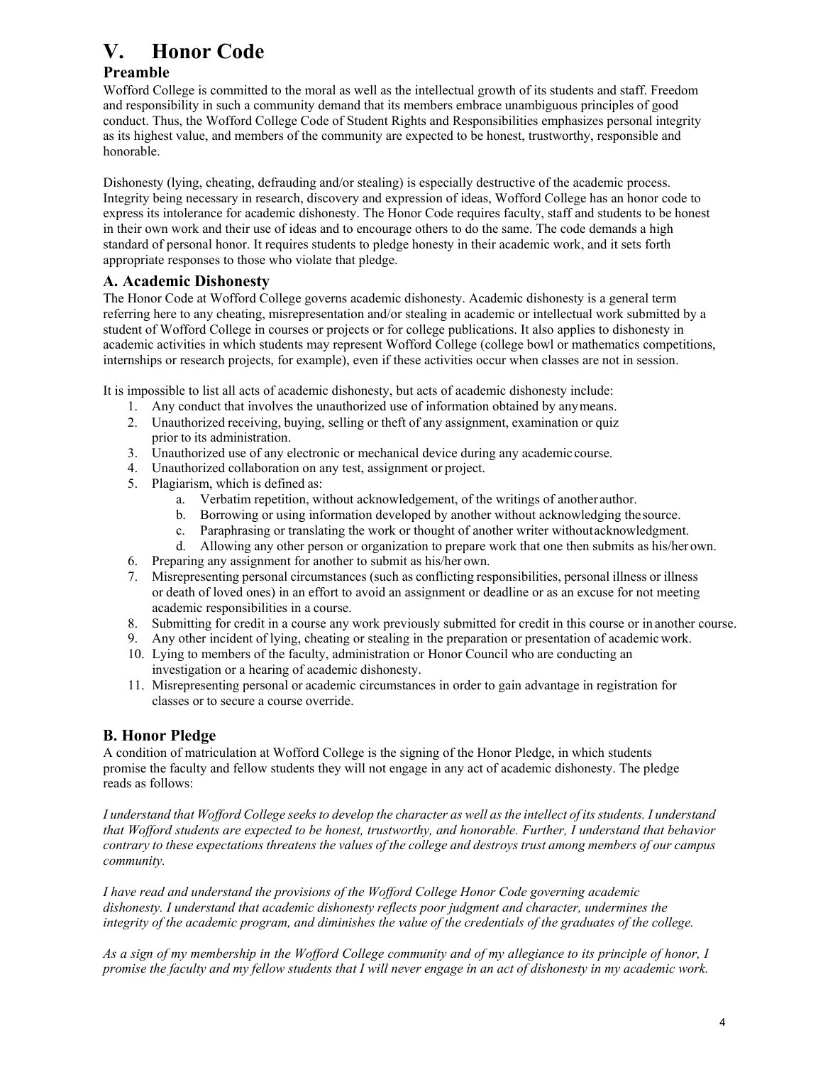# V. Honor Code

## Preamble

Wofford College is committed to the moral as well as the intellectual growth of its students and staff. Freedom and responsibility in such a community demand that its members embrace unambiguous principles of good conduct. Thus, the Wofford College Code of Student Rights and Responsibilities emphasizes personal integrity as its highest value, and members of the community are expected to be honest, trustworthy, responsible and honorable.

Dishonesty (lying, cheating, defrauding and/or stealing) is especially destructive of the academic process. Integrity being necessary in research, discovery and expression of ideas, Wofford College has an honor code to express its intolerance for academic dishonesty. The Honor Code requires faculty, staff and students to be honest in their own work and their use of ideas and to encourage others to do the same. The code demands a high standard of personal honor. It requires students to pledge honesty in their academic work, and it sets forth appropriate responses to those who violate that pledge.

## A. Academic Dishonesty

The Honor Code at Wofford College governs academic dishonesty. Academic dishonesty is a general term referring here to any cheating, misrepresentation and/or stealing in academic or intellectual work submitted by a student of Wofford College in courses or projects or for college publications. It also applies to dishonesty in academic activities in which students may represent Wofford College (college bowl or mathematics competitions, internships or research projects, for example), even if these activities occur when classes are not in session.

It is impossible to list all acts of academic dishonesty, but acts of academic dishonesty include:

1. Any conduct that involves the unauthorized use of information obtained by any means.
2. Unauthorized receiving, buying, selling or theft of any assignment, examination or quiz prior to its administration.
3. Unauthorized use of any electronic or mechanical device during any academic course.
4. Unauthorized collaboration on any test, assignment or project.
5. Plagiarism, which is defined as:
   a. Verbatim repetition, without acknowledgement, of the writings of another author.
   b. Borrowing or using information developed by another without acknowledging the source.
   c. Paraphrasing or translating the work or thought of another writer without acknowledgment.
   d. Allowing any other person or organization to prepare work that one then submits as his/her own.
6. Preparing any assignment for another to submit as his/her own.
7. Misrepresenting personal circumstances (such as conflicting responsibilities, personal illness or illness or death of loved ones) in an effort to avoid an assignment or deadline or as an excuse for not meeting academic responsibilities in a course.
8. Submitting for credit in a course any work previously submitted for credit in this course or in another course.
9. Any other incident of lying, cheating or stealing in the preparation or presentation of academic work.
10. Lying to members of the faculty, administration or Honor Council who are conducting an investigation or a hearing of academic dishonesty.
11. Misrepresenting personal or academic circumstances in order to gain advantage in registration for classes or to secure a course override.

## B. Honor Pledge

A condition of matriculation at Wofford College is the signing of the Honor Pledge, in which students promise the faculty and fellow students they will not engage in any act of academic dishonesty. The pledge reads as follows:

*I understand that Wofford College seeks to develop the character as well as the intellect of its students. I understand that Wofford students are expected to be honest, trustworthy, and honorable. Further, I understand that behavior contrary to these expectations threatens the values of the college and destroys trust among members of our campus community.*

*I have read and understand the provisions of the Wofford College Honor Code governing academic dishonesty. I understand that academic dishonesty reflects poor judgment and character, undermines the integrity of the academic program, and diminishes the value of the credentials of the graduates of the college.*

*As a sign of my membership in the Wofford College community and of my allegiance to its principle of honor, I promise the faculty and my fellow students that I will never engage in an act of dishonesty in my academic work.*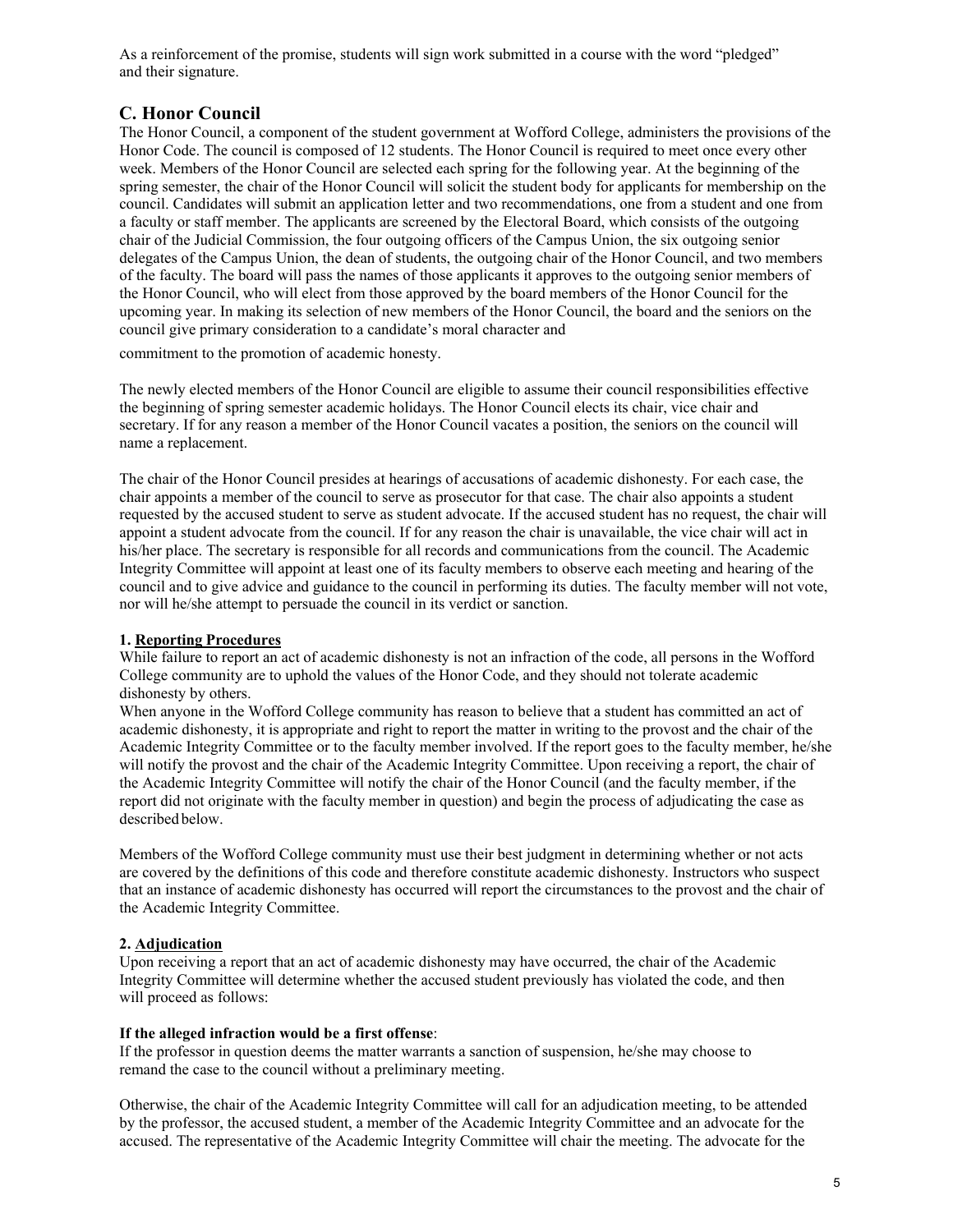As a reinforcement of the promise, students will sign work submitted in a course with the word "pledged" and their signature.

## C. Honor Council

The Honor Council, a component of the student government at Wofford College, administers the provisions of the Honor Code. The council is composed of 12 students. The Honor Council is required to meet once every other week. Members of the Honor Council are selected each spring for the following year. At the beginning of the spring semester, the chair of the Honor Council will solicit the student body for applicants for membership on the council. Candidates will submit an application letter and two recommendations, one from a student and one from a faculty or staff member. The applicants are screened by the Electoral Board, which consists of the outgoing chair of the Judicial Commission, the four outgoing officers of the Campus Union, the six outgoing senior delegates of the Campus Union, the dean of students, the outgoing chair of the Honor Council, and two members of the faculty. The board will pass the names of those applicants it approves to the outgoing senior members of the Honor Council, who will elect from those approved by the board members of the Honor Council for the upcoming year. In making its selection of new members of the Honor Council, the board and the seniors on the council give primary consideration to a candidate's moral character and commitment to the promotion of academic honesty.

The newly elected members of the Honor Council are eligible to assume their council responsibilities effective the beginning of spring semester academic holidays. The Honor Council elects its chair, vice chair and secretary. If for any reason a member of the Honor Council vacates a position, the seniors on the council will name a replacement.

The chair of the Honor Council presides at hearings of accusations of academic dishonesty. For each case, the chair appoints a member of the council to serve as prosecutor for that case. The chair also appoints a student requested by the accused student to serve as student advocate. If the accused student has no request, the chair will appoint a student advocate from the council. If for any reason the chair is unavailable, the vice chair will act in his/her place. The secretary is responsible for all records and communications from the council. The Academic Integrity Committee will appoint at least one of its faculty members to observe each meeting and hearing of the council and to give advice and guidance to the council in performing its duties. The faculty member will not vote, nor will he/she attempt to persuade the council in its verdict or sanction.

### 1. Reporting Procedures

While failure to report an act of academic dishonesty is not an infraction of the code, all persons in the Wofford College community are to uphold the values of the Honor Code, and they should not tolerate academic dishonesty by others.

When anyone in the Wofford College community has reason to believe that a student has committed an act of academic dishonesty, it is appropriate and right to report the matter in writing to the provost and the chair of the Academic Integrity Committee or to the faculty member involved. If the report goes to the faculty member, he/she will notify the provost and the chair of the Academic Integrity Committee. Upon receiving a report, the chair of the Academic Integrity Committee will notify the chair of the Honor Council (and the faculty member, if the report did not originate with the faculty member in question) and begin the process of adjudicating the case as described below.

Members of the Wofford College community must use their best judgment in determining whether or not acts are covered by the definitions of this code and therefore constitute academic dishonesty. Instructors who suspect that an instance of academic dishonesty has occurred will report the circumstances to the provost and the chair of the Academic Integrity Committee.

### 2. Adjudication

Upon receiving a report that an act of academic dishonesty may have occurred, the chair of the Academic Integrity Committee will determine whether the accused student previously has violated the code, and then will proceed as follows:

**If the alleged infraction would be a first offense**:

If the professor in question deems the matter warrants a sanction of suspension, he/she may choose to remand the case to the council without a preliminary meeting.

Otherwise, the chair of the Academic Integrity Committee will call for an adjudication meeting, to be attended by the professor, the accused student, a member of the Academic Integrity Committee and an advocate for the accused. The representative of the Academic Integrity Committee will chair the meeting. The advocate for the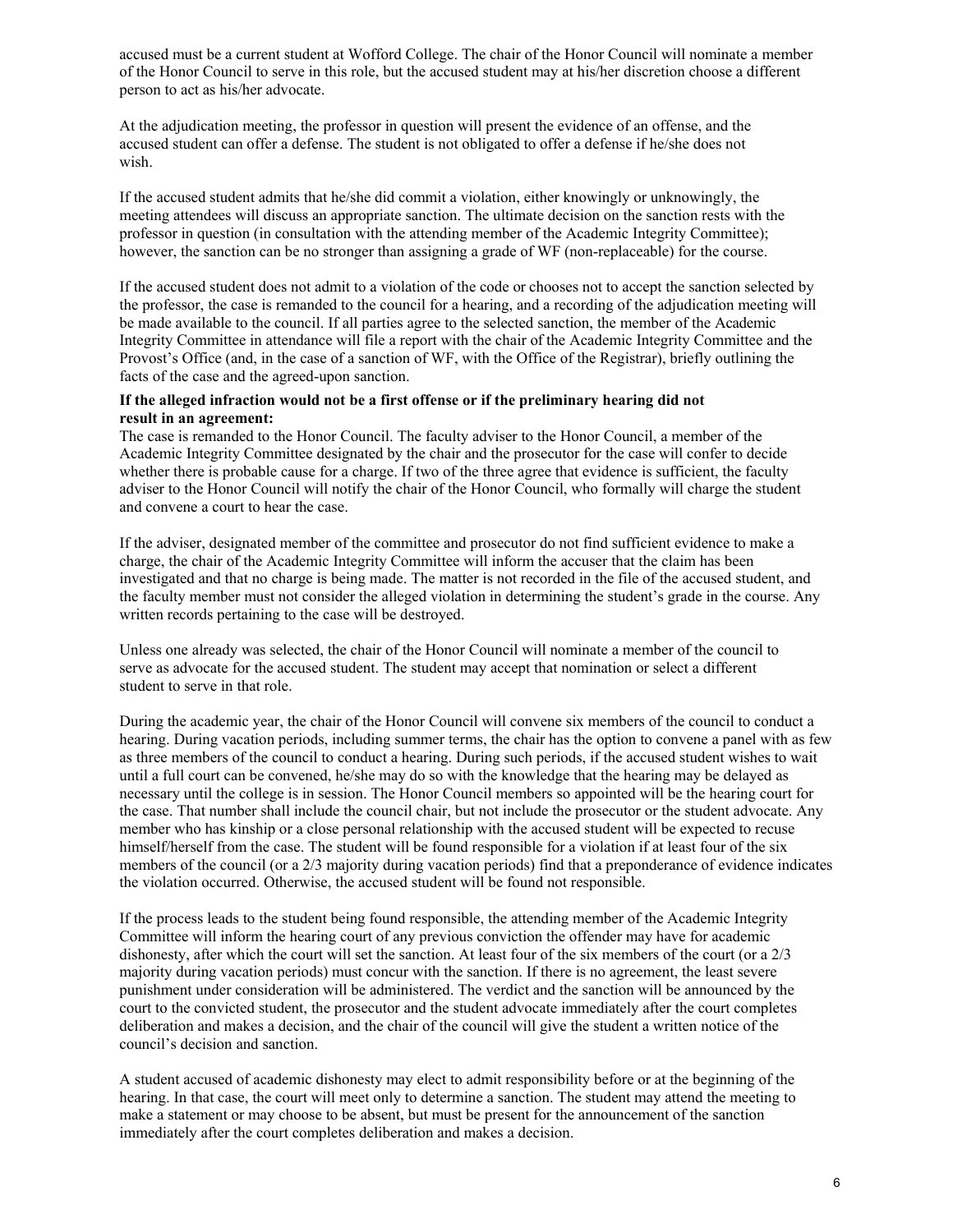accused must be a current student at Wofford College. The chair of the Honor Council will nominate a member of the Honor Council to serve in this role, but the accused student may at his/her discretion choose a different person to act as his/her advocate.

At the adjudication meeting, the professor in question will present the evidence of an offense, and the accused student can offer a defense. The student is not obligated to offer a defense if he/she does not wish.

If the accused student admits that he/she did commit a violation, either knowingly or unknowingly, the meeting attendees will discuss an appropriate sanction. The ultimate decision on the sanction rests with the professor in question (in consultation with the attending member of the Academic Integrity Committee); however, the sanction can be no stronger than assigning a grade of WF (non-replaceable) for the course.

If the accused student does not admit to a violation of the code or chooses not to accept the sanction selected by the professor, the case is remanded to the council for a hearing, and a recording of the adjudication meeting will be made available to the council. If all parties agree to the selected sanction, the member of the Academic Integrity Committee in attendance will file a report with the chair of the Academic Integrity Committee and the Provost's Office (and, in the case of a sanction of WF, with the Office of the Registrar), briefly outlining the facts of the case and the agreed-upon sanction.

**If the alleged infraction would not be a first offense or if the preliminary hearing did not result in an agreement:**

The case is remanded to the Honor Council. The faculty adviser to the Honor Council, a member of the Academic Integrity Committee designated by the chair and the prosecutor for the case will confer to decide whether there is probable cause for a charge. If two of the three agree that evidence is sufficient, the faculty adviser to the Honor Council will notify the chair of the Honor Council, who formally will charge the student and convene a court to hear the case.

If the adviser, designated member of the committee and prosecutor do not find sufficient evidence to make a charge, the chair of the Academic Integrity Committee will inform the accuser that the claim has been investigated and that no charge is being made. The matter is not recorded in the file of the accused student, and the faculty member must not consider the alleged violation in determining the student's grade in the course. Any written records pertaining to the case will be destroyed.

Unless one already was selected, the chair of the Honor Council will nominate a member of the council to serve as advocate for the accused student. The student may accept that nomination or select a different student to serve in that role.

During the academic year, the chair of the Honor Council will convene six members of the council to conduct a hearing. During vacation periods, including summer terms, the chair has the option to convene a panel with as few as three members of the council to conduct a hearing. During such periods, if the accused student wishes to wait until a full court can be convened, he/she may do so with the knowledge that the hearing may be delayed as necessary until the college is in session. The Honor Council members so appointed will be the hearing court for the case. That number shall include the council chair, but not include the prosecutor or the student advocate. Any member who has kinship or a close personal relationship with the accused student will be expected to recuse himself/herself from the case. The student will be found responsible for a violation if at least four of the six members of the council (or a 2/3 majority during vacation periods) find that a preponderance of evidence indicates the violation occurred. Otherwise, the accused student will be found not responsible.

If the process leads to the student being found responsible, the attending member of the Academic Integrity Committee will inform the hearing court of any previous conviction the offender may have for academic dishonesty, after which the court will set the sanction. At least four of the six members of the court (or a 2/3 majority during vacation periods) must concur with the sanction. If there is no agreement, the least severe punishment under consideration will be administered. The verdict and the sanction will be announced by the court to the convicted student, the prosecutor and the student advocate immediately after the court completes deliberation and makes a decision, and the chair of the council will give the student a written notice of the council's decision and sanction.

A student accused of academic dishonesty may elect to admit responsibility before or at the beginning of the hearing. In that case, the court will meet only to determine a sanction. The student may attend the meeting to make a statement or may choose to be absent, but must be present for the announcement of the sanction immediately after the court completes deliberation and makes a decision.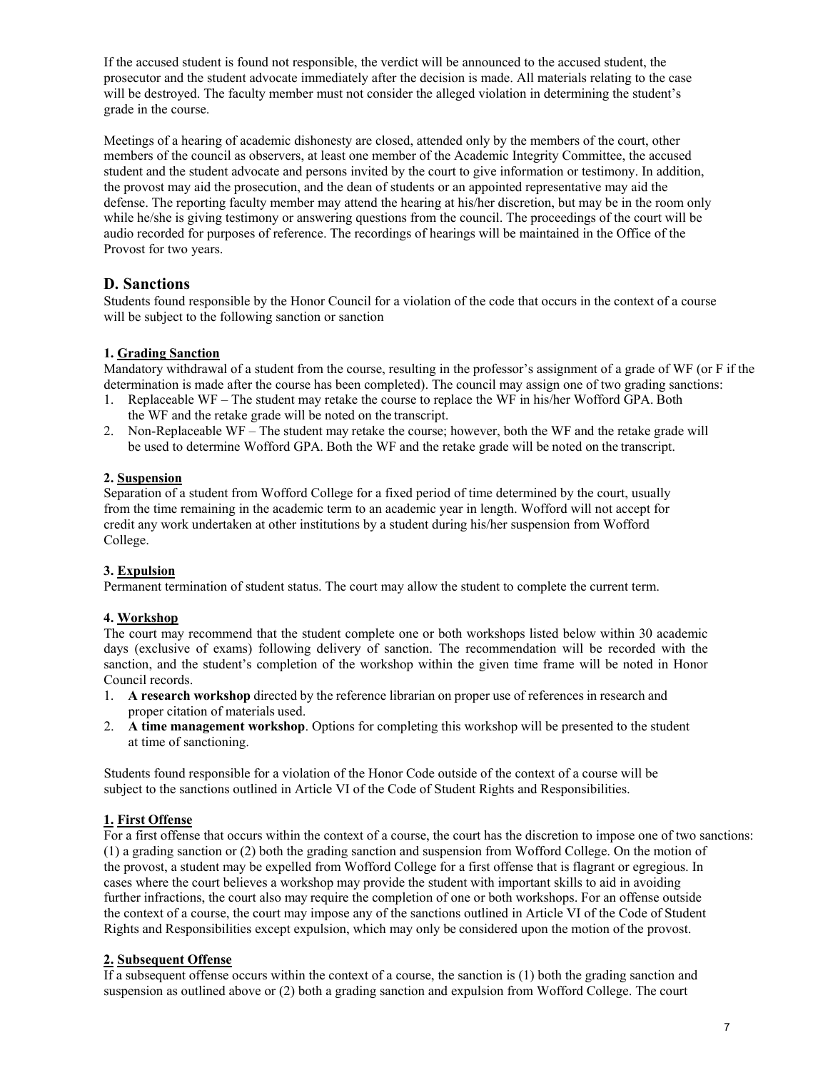If the accused student is found not responsible, the verdict will be announced to the accused student, the prosecutor and the student advocate immediately after the decision is made. All materials relating to the case will be destroyed. The faculty member must not consider the alleged violation in determining the student's grade in the course.

Meetings of a hearing of academic dishonesty are closed, attended only by the members of the court, other members of the council as observers, at least one member of the Academic Integrity Committee, the accused student and the student advocate and persons invited by the court to give information or testimony. In addition, the provost may aid the prosecution, and the dean of students or an appointed representative may aid the defense. The reporting faculty member may attend the hearing at his/her discretion, but may be in the room only while he/she is giving testimony or answering questions from the council. The proceedings of the court will be audio recorded for purposes of reference. The recordings of hearings will be maintained in the Office of the Provost for two years.

## D. Sanctions

Students found responsible by the Honor Council for a violation of the code that occurs in the context of a course will be subject to the following sanction or sanction

**1. Grading Sanction**

Mandatory withdrawal of a student from the course, resulting in the professor's assignment of a grade of WF (or F if the determination is made after the course has been completed). The council may assign one of two grading sanctions:

1. Replaceable WF – The student may retake the course to replace the WF in his/her Wofford GPA. Both the WF and the retake grade will be noted on the transcript.
2. Non-Replaceable WF – The student may retake the course; however, both the WF and the retake grade will be used to determine Wofford GPA. Both the WF and the retake grade will be noted on the transcript.

**2. Suspension**

Separation of a student from Wofford College for a fixed period of time determined by the court, usually from the time remaining in the academic term to an academic year in length. Wofford will not accept for credit any work undertaken at other institutions by a student during his/her suspension from Wofford College.

**3. Expulsion**

Permanent termination of student status. The court may allow the student to complete the current term.

**4. Workshop**

The court may recommend that the student complete one or both workshops listed below within 30 academic days (exclusive of exams) following delivery of sanction. The recommendation will be recorded with the sanction, and the student's completion of the workshop within the given time frame will be noted in Honor Council records.

1. **A research workshop** directed by the reference librarian on proper use of references in research and proper citation of materials used.
2. **A time management workshop**. Options for completing this workshop will be presented to the student at time of sanctioning.

Students found responsible for a violation of the Honor Code outside of the context of a course will be subject to the sanctions outlined in Article VI of the Code of Student Rights and Responsibilities.

**1. First Offense**

For a first offense that occurs within the context of a course, the court has the discretion to impose one of two sanctions: (1) a grading sanction or (2) both the grading sanction and suspension from Wofford College. On the motion of the provost, a student may be expelled from Wofford College for a first offense that is flagrant or egregious. In cases where the court believes a workshop may provide the student with important skills to aid in avoiding further infractions, the court also may require the completion of one or both workshops. For an offense outside the context of a course, the court may impose any of the sanctions outlined in Article VI of the Code of Student Rights and Responsibilities except expulsion, which may only be considered upon the motion of the provost.

**2. Subsequent Offense**

If a subsequent offense occurs within the context of a course, the sanction is (1) both the grading sanction and suspension as outlined above or (2) both a grading sanction and expulsion from Wofford College. The court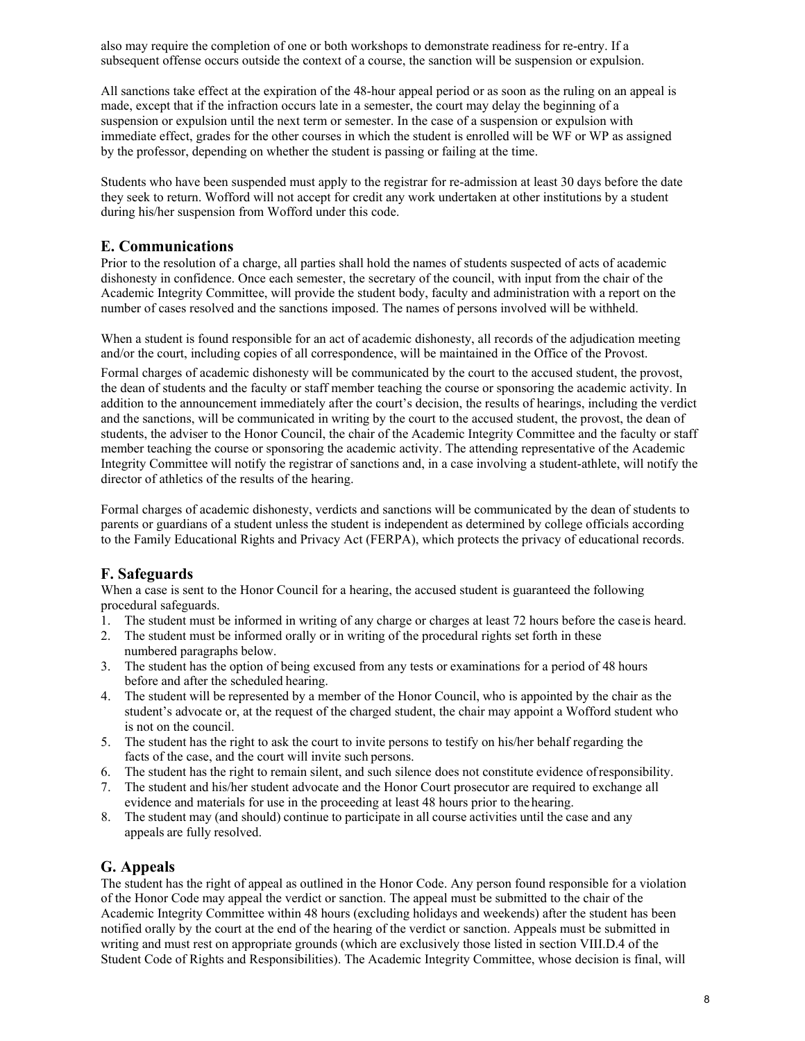also may require the completion of one or both workshops to demonstrate readiness for re-entry. If a subsequent offense occurs outside the context of a course, the sanction will be suspension or expulsion.

All sanctions take effect at the expiration of the 48-hour appeal period or as soon as the ruling on an appeal is made, except that if the infraction occurs late in a semester, the court may delay the beginning of a suspension or expulsion until the next term or semester. In the case of a suspension or expulsion with immediate effect, grades for the other courses in which the student is enrolled will be WF or WP as assigned by the professor, depending on whether the student is passing or failing at the time.

Students who have been suspended must apply to the registrar for re-admission at least 30 days before the date they seek to return. Wofford will not accept for credit any work undertaken at other institutions by a student during his/her suspension from Wofford under this code.

## E. Communications

Prior to the resolution of a charge, all parties shall hold the names of students suspected of acts of academic dishonesty in confidence. Once each semester, the secretary of the council, with input from the chair of the Academic Integrity Committee, will provide the student body, faculty and administration with a report on the number of cases resolved and the sanctions imposed. The names of persons involved will be withheld.

When a student is found responsible for an act of academic dishonesty, all records of the adjudication meeting and/or the court, including copies of all correspondence, will be maintained in the Office of the Provost.

Formal charges of academic dishonesty will be communicated by the court to the accused student, the provost, the dean of students and the faculty or staff member teaching the course or sponsoring the academic activity. In addition to the announcement immediately after the court's decision, the results of hearings, including the verdict and the sanctions, will be communicated in writing by the court to the accused student, the provost, the dean of students, the adviser to the Honor Council, the chair of the Academic Integrity Committee and the faculty or staff member teaching the course or sponsoring the academic activity. The attending representative of the Academic Integrity Committee will notify the registrar of sanctions and, in a case involving a student-athlete, will notify the director of athletics of the results of the hearing.

Formal charges of academic dishonesty, verdicts and sanctions will be communicated by the dean of students to parents or guardians of a student unless the student is independent as determined by college officials according to the Family Educational Rights and Privacy Act (FERPA), which protects the privacy of educational records.

## F. Safeguards

When a case is sent to the Honor Council for a hearing, the accused student is guaranteed the following procedural safeguards.

1. The student must be informed in writing of any charge or charges at least 72 hours before the case is heard.
2. The student must be informed orally or in writing of the procedural rights set forth in these numbered paragraphs below.
3. The student has the option of being excused from any tests or examinations for a period of 48 hours before and after the scheduled hearing.
4. The student will be represented by a member of the Honor Council, who is appointed by the chair as the student's advocate or, at the request of the charged student, the chair may appoint a Wofford student who is not on the council.
5. The student has the right to ask the court to invite persons to testify on his/her behalf regarding the facts of the case, and the court will invite such persons.
6. The student has the right to remain silent, and such silence does not constitute evidence of responsibility.
7. The student and his/her student advocate and the Honor Court prosecutor are required to exchange all evidence and materials for use in the proceeding at least 48 hours prior to the hearing.
8. The student may (and should) continue to participate in all course activities until the case and any appeals are fully resolved.

## G. Appeals

The student has the right of appeal as outlined in the Honor Code. Any person found responsible for a violation of the Honor Code may appeal the verdict or sanction. The appeal must be submitted to the chair of the Academic Integrity Committee within 48 hours (excluding holidays and weekends) after the student has been notified orally by the court at the end of the hearing of the verdict or sanction. Appeals must be submitted in writing and must rest on appropriate grounds (which are exclusively those listed in section VIII.D.4 of the Student Code of Rights and Responsibilities). The Academic Integrity Committee, whose decision is final, will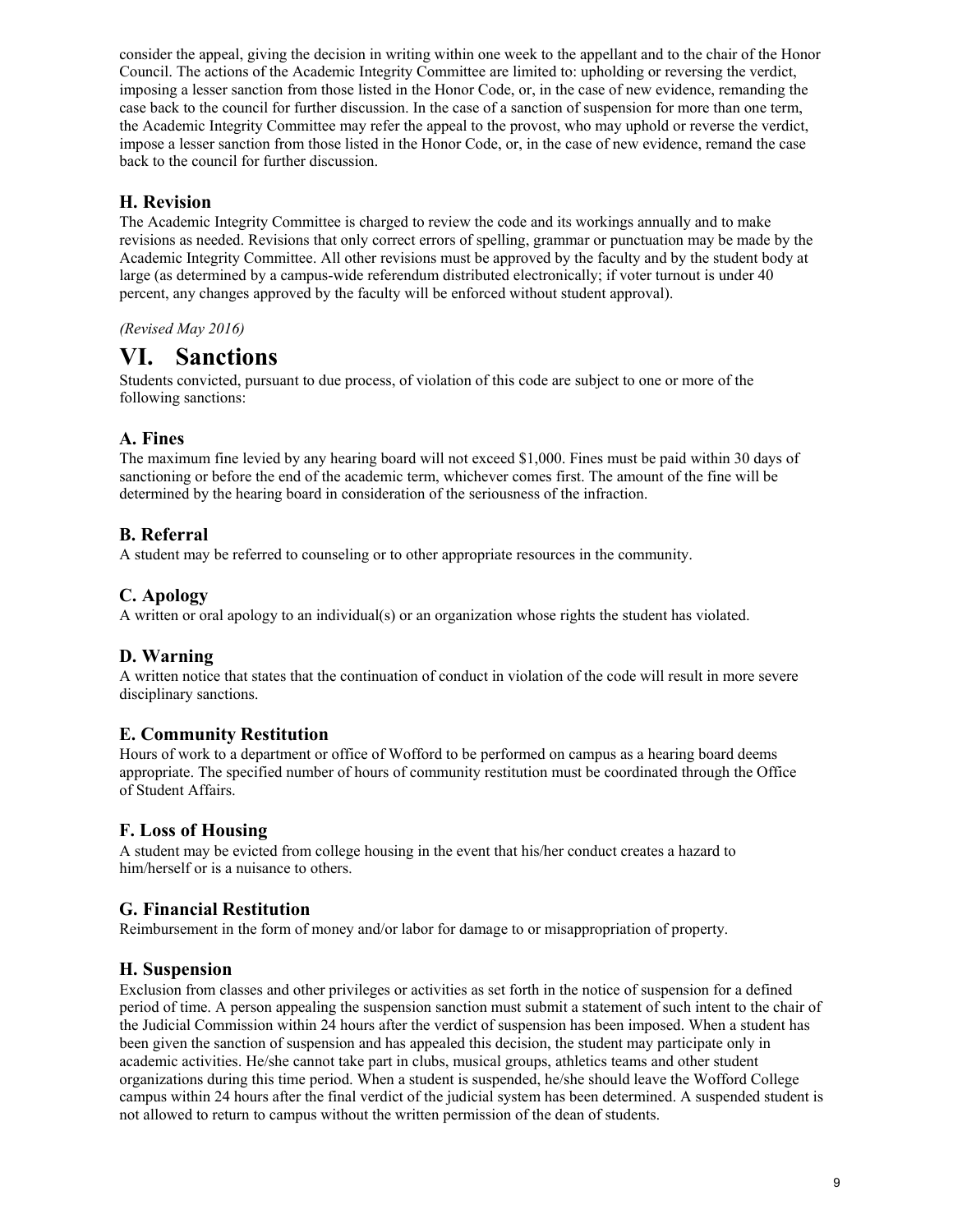consider the appeal, giving the decision in writing within one week to the appellant and to the chair of the Honor Council. The actions of the Academic Integrity Committee are limited to: upholding or reversing the verdict, imposing a lesser sanction from those listed in the Honor Code, or, in the case of new evidence, remanding the case back to the council for further discussion. In the case of a sanction of suspension for more than one term, the Academic Integrity Committee may refer the appeal to the provost, who may uphold or reverse the verdict, impose a lesser sanction from those listed in the Honor Code, or, in the case of new evidence, remand the case back to the council for further discussion.

### H. Revision

The Academic Integrity Committee is charged to review the code and its workings annually and to make revisions as needed. Revisions that only correct errors of spelling, grammar or punctuation may be made by the Academic Integrity Committee. All other revisions must be approved by the faculty and by the student body at large (as determined by a campus-wide referendum distributed electronically; if voter turnout is under 40 percent, any changes approved by the faculty will be enforced without student approval).

*(Revised May 2016)*

# VI. Sanctions

Students convicted, pursuant to due process, of violation of this code are subject to one or more of the following sanctions:

### A. Fines

The maximum fine levied by any hearing board will not exceed $1,000. Fines must be paid within 30 days of sanctioning or before the end of the academic term, whichever comes first. The amount of the fine will be determined by the hearing board in consideration of the seriousness of the infraction.

### B. Referral

A student may be referred to counseling or to other appropriate resources in the community.

### C. Apology

A written or oral apology to an individual(s) or an organization whose rights the student has violated.

### D. Warning

A written notice that states that the continuation of conduct in violation of the code will result in more severe disciplinary sanctions.

### E. Community Restitution

Hours of work to a department or office of Wofford to be performed on campus as a hearing board deems appropriate. The specified number of hours of community restitution must be coordinated through the Office of Student Affairs.

### F. Loss of Housing

A student may be evicted from college housing in the event that his/her conduct creates a hazard to him/herself or is a nuisance to others.

### G. Financial Restitution

Reimbursement in the form of money and/or labor for damage to or misappropriation of property.

### H. Suspension

Exclusion from classes and other privileges or activities as set forth in the notice of suspension for a defined period of time. A person appealing the suspension sanction must submit a statement of such intent to the chair of the Judicial Commission within 24 hours after the verdict of suspension has been imposed. When a student has been given the sanction of suspension and has appealed this decision, the student may participate only in academic activities. He/she cannot take part in clubs, musical groups, athletics teams and other student organizations during this time period. When a student is suspended, he/she should leave the Wofford College campus within 24 hours after the final verdict of the judicial system has been determined. A suspended student is not allowed to return to campus without the written permission of the dean of students.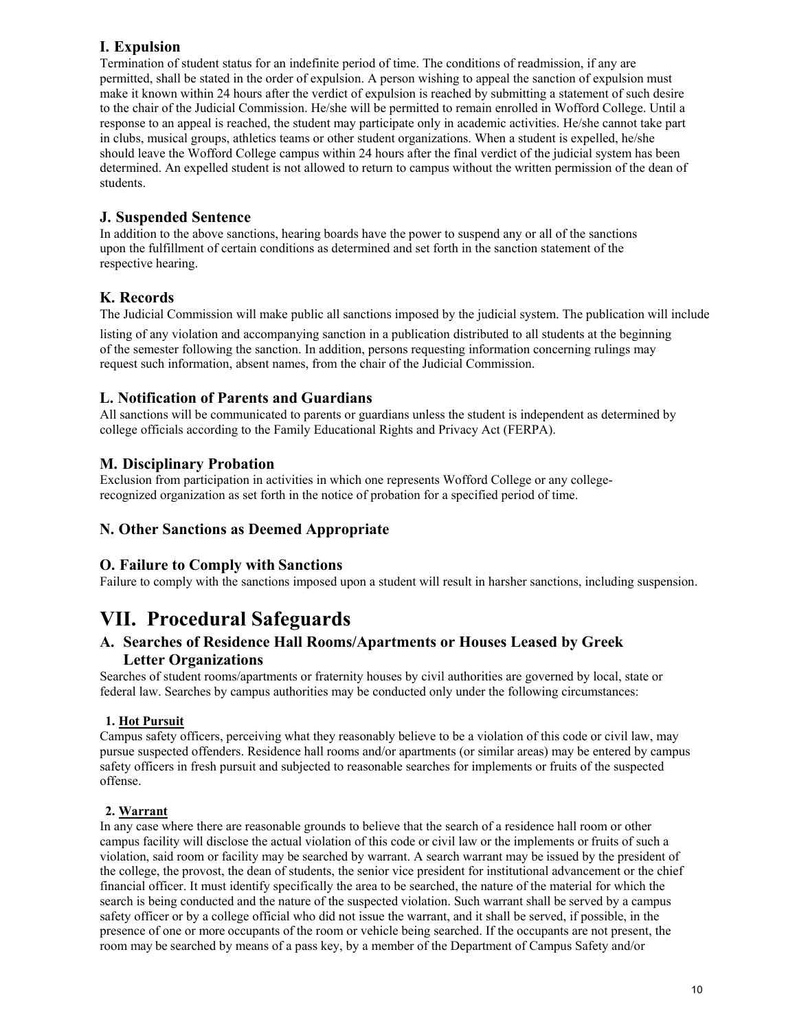### I. Expulsion

Termination of student status for an indefinite period of time. The conditions of readmission, if any are permitted, shall be stated in the order of expulsion. A person wishing to appeal the sanction of expulsion must make it known within 24 hours after the verdict of expulsion is reached by submitting a statement of such desire to the chair of the Judicial Commission. He/she will be permitted to remain enrolled in Wofford College. Until a response to an appeal is reached, the student may participate only in academic activities. He/she cannot take part in clubs, musical groups, athletics teams or other student organizations. When a student is expelled, he/she should leave the Wofford College campus within 24 hours after the final verdict of the judicial system has been determined. An expelled student is not allowed to return to campus without the written permission of the dean of students.

### J. Suspended Sentence

In addition to the above sanctions, hearing boards have the power to suspend any or all of the sanctions upon the fulfillment of certain conditions as determined and set forth in the sanction statement of the respective hearing.

### K. Records

The Judicial Commission will make public all sanctions imposed by the judicial system. The publication will include listing of any violation and accompanying sanction in a publication distributed to all students at the beginning of the semester following the sanction. In addition, persons requesting information concerning rulings may request such information, absent names, from the chair of the Judicial Commission.

### L. Notification of Parents and Guardians

All sanctions will be communicated to parents or guardians unless the student is independent as determined by college officials according to the Family Educational Rights and Privacy Act (FERPA).

### M. Disciplinary Probation

Exclusion from participation in activities in which one represents Wofford College or any college-recognized organization as set forth in the notice of probation for a specified period of time.

### N. Other Sanctions as Deemed Appropriate

### O. Failure to Comply with Sanctions

Failure to comply with the sanctions imposed upon a student will result in harsher sanctions, including suspension.

# VII. Procedural Safeguards

### A. Searches of Residence Hall Rooms/Apartments or Houses Leased by Greek Letter Organizations

Searches of student rooms/apartments or fraternity houses by civil authorities are governed by local, state or federal law. Searches by campus authorities may be conducted only under the following circumstances:

**1. Hot Pursuit**

Campus safety officers, perceiving what they reasonably believe to be a violation of this code or civil law, may pursue suspected offenders. Residence hall rooms and/or apartments (or similar areas) may be entered by campus safety officers in fresh pursuit and subjected to reasonable searches for implements or fruits of the suspected offense.

**2. Warrant**

In any case where there are reasonable grounds to believe that the search of a residence hall room or other campus facility will disclose the actual violation of this code or civil law or the implements or fruits of such a violation, said room or facility may be searched by warrant. A search warrant may be issued by the president of the college, the provost, the dean of students, the senior vice president for institutional advancement or the chief financial officer. It must identify specifically the area to be searched, the nature of the material for which the search is being conducted and the nature of the suspected violation. Such warrant shall be served by a campus safety officer or by a college official who did not issue the warrant, and it shall be served, if possible, in the presence of one or more occupants of the room or vehicle being searched. If the occupants are not present, the room may be searched by means of a pass key, by a member of the Department of Campus Safety and/or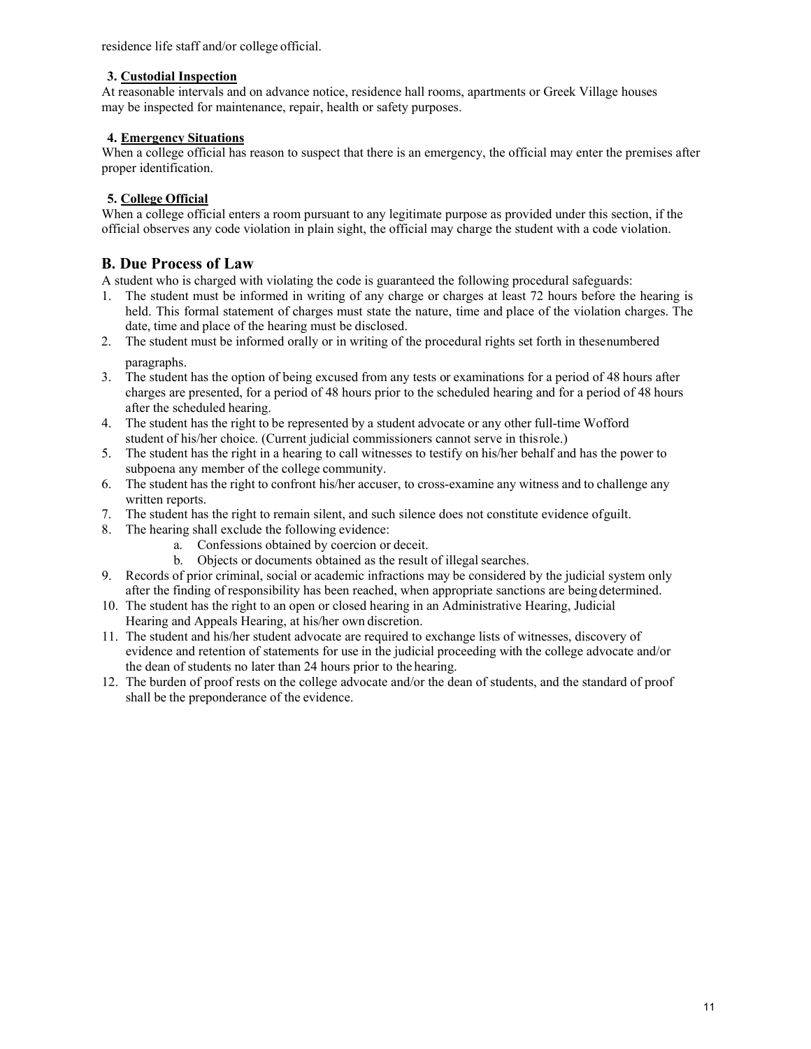residence life staff and/or college official.

**3. Custodial Inspection**

At reasonable intervals and on advance notice, residence hall rooms, apartments or Greek Village houses may be inspected for maintenance, repair, health or safety purposes.

**4. Emergency Situations**

When a college official has reason to suspect that there is an emergency, the official may enter the premises after proper identification.

**5. College Official**

When a college official enters a room pursuant to any legitimate purpose as provided under this section, if the official observes any code violation in plain sight, the official may charge the student with a code violation.

## B. Due Process of Law

A student who is charged with violating the code is guaranteed the following procedural safeguards:

1. The student must be informed in writing of any charge or charges at least 72 hours before the hearing is held. This formal statement of charges must state the nature, time and place of the violation charges. The date, time and place of the hearing must be disclosed.
2. The student must be informed orally or in writing of the procedural rights set forth in these numbered paragraphs.
3. The student has the option of being excused from any tests or examinations for a period of 48 hours after charges are presented, for a period of 48 hours prior to the scheduled hearing and for a period of 48 hours after the scheduled hearing.
4. The student has the right to be represented by a student advocate or any other full-time Wofford student of his/her choice. (Current judicial commissioners cannot serve in this role.)
5. The student has the right in a hearing to call witnesses to testify on his/her behalf and has the power to subpoena any member of the college community.
6. The student has the right to confront his/her accuser, to cross-examine any witness and to challenge any written reports.
7. The student has the right to remain silent, and such silence does not constitute evidence of guilt.
8. The hearing shall exclude the following evidence:
   a. Confessions obtained by coercion or deceit.
   b. Objects or documents obtained as the result of illegal searches.
9. Records of prior criminal, social or academic infractions may be considered by the judicial system only after the finding of responsibility has been reached, when appropriate sanctions are being determined.
10. The student has the right to an open or closed hearing in an Administrative Hearing, Judicial Hearing and Appeals Hearing, at his/her own discretion.
11. The student and his/her student advocate are required to exchange lists of witnesses, discovery of evidence and retention of statements for use in the judicial proceeding with the college advocate and/or the dean of students no later than 24 hours prior to the hearing.
12. The burden of proof rests on the college advocate and/or the dean of students, and the standard of proof shall be the preponderance of the evidence.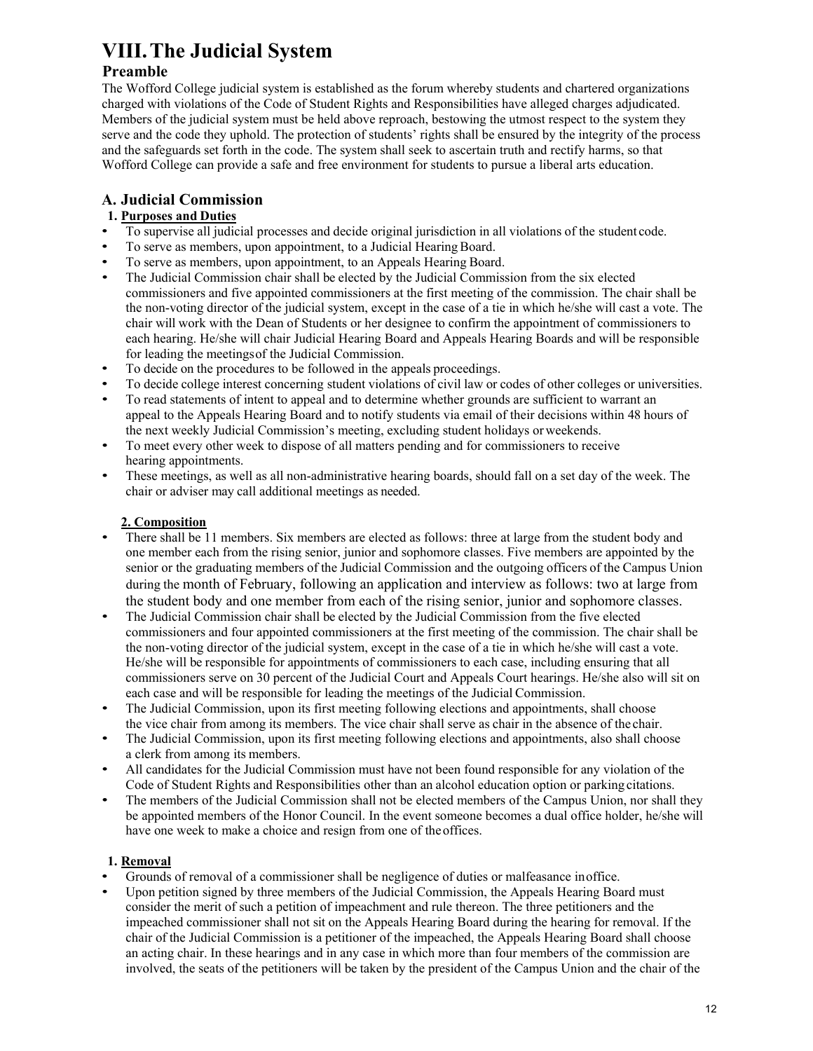# VIII. The Judicial System

## Preamble

The Wofford College judicial system is established as the forum whereby students and chartered organizations charged with violations of the Code of Student Rights and Responsibilities have alleged charges adjudicated. Members of the judicial system must be held above reproach, bestowing the utmost respect to the system they serve and the code they uphold. The protection of students' rights shall be ensured by the integrity of the process and the safeguards set forth in the code. The system shall seek to ascertain truth and rectify harms, so that Wofford College can provide a safe and free environment for students to pursue a liberal arts education.

## A. Judicial Commission

### 1. Purposes and Duties

- To supervise all judicial processes and decide original jurisdiction in all violations of the student code.
- To serve as members, upon appointment, to a Judicial Hearing Board.
- To serve as members, upon appointment, to an Appeals Hearing Board.
- The Judicial Commission chair shall be elected by the Judicial Commission from the six elected commissioners and five appointed commissioners at the first meeting of the commission. The chair shall be the non-voting director of the judicial system, except in the case of a tie in which he/she will cast a vote. The chair will work with the Dean of Students or her designee to confirm the appointment of commissioners to each hearing. He/she will chair Judicial Hearing Board and Appeals Hearing Boards and will be responsible for leading the meetings of the Judicial Commission.
- To decide on the procedures to be followed in the appeals proceedings.
- To decide college interest concerning student violations of civil law or codes of other colleges or universities.
- To read statements of intent to appeal and to determine whether grounds are sufficient to warrant an appeal to the Appeals Hearing Board and to notify students via email of their decisions within 48 hours of the next weekly Judicial Commission's meeting, excluding student holidays or weekends.
- To meet every other week to dispose of all matters pending and for commissioners to receive hearing appointments.
- These meetings, as well as all non-administrative hearing boards, should fall on a set day of the week. The chair or adviser may call additional meetings as needed.

### 2. Composition

- There shall be 11 members. Six members are elected as follows: three at large from the student body and one member each from the rising senior, junior and sophomore classes. Five members are appointed by the senior or the graduating members of the Judicial Commission and the outgoing officers of the Campus Union during the month of February, following an application and interview as follows: two at large from the student body and one member from each of the rising senior, junior and sophomore classes.
- The Judicial Commission chair shall be elected by the Judicial Commission from the five elected commissioners and four appointed commissioners at the first meeting of the commission. The chair shall be the non-voting director of the judicial system, except in the case of a tie in which he/she will cast a vote. He/she will be responsible for appointments of commissioners to each case, including ensuring that all commissioners serve on 30 percent of the Judicial Court and Appeals Court hearings. He/she also will sit on each case and will be responsible for leading the meetings of the Judicial Commission.
- The Judicial Commission, upon its first meeting following elections and appointments, shall choose the vice chair from among its members. The vice chair shall serve as chair in the absence of the chair.
- The Judicial Commission, upon its first meeting following elections and appointments, also shall choose a clerk from among its members.
- All candidates for the Judicial Commission must have not been found responsible for any violation of the Code of Student Rights and Responsibilities other than an alcohol education option or parking citations.
- The members of the Judicial Commission shall not be elected members of the Campus Union, nor shall they be appointed members of the Honor Council. In the event someone becomes a dual office holder, he/she will have one week to make a choice and resign from one of the offices.

### 1. Removal

- Grounds of removal of a commissioner shall be negligence of duties or malfeasance in office.
- Upon petition signed by three members of the Judicial Commission, the Appeals Hearing Board must consider the merit of such a petition of impeachment and rule thereon. The three petitioners and the impeached commissioner shall not sit on the Appeals Hearing Board during the hearing for removal. If the chair of the Judicial Commission is a petitioner of the impeached, the Appeals Hearing Board shall choose an acting chair. In these hearings and in any case in which more than four members of the commission are involved, the seats of the petitioners will be taken by the president of the Campus Union and the chair of the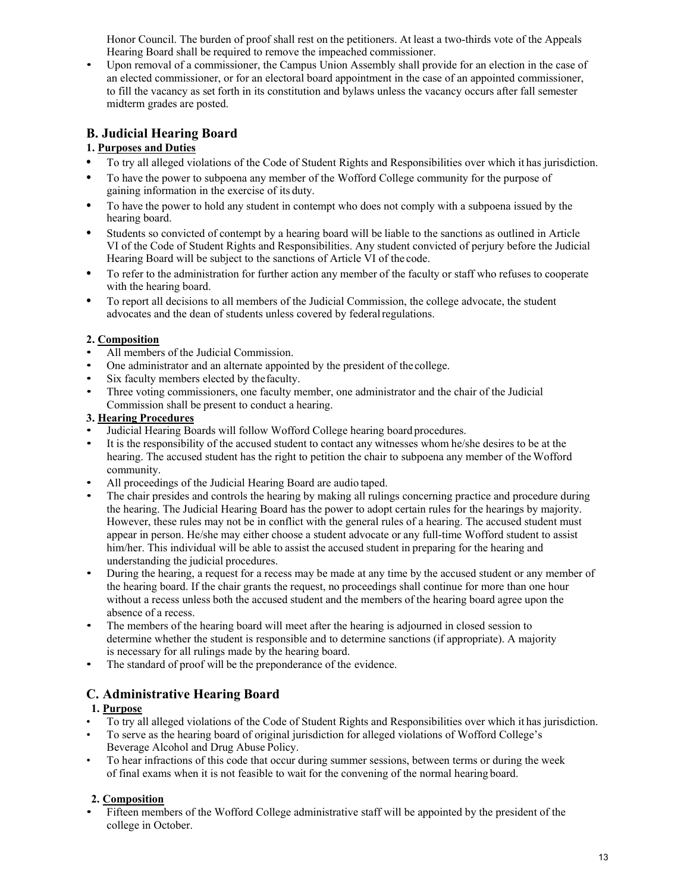Honor Council. The burden of proof shall rest on the petitioners. At least a two-thirds vote of the Appeals Hearing Board shall be required to remove the impeached commissioner.
- Upon removal of a commissioner, the Campus Union Assembly shall provide for an election in the case of an elected commissioner, or for an electoral board appointment in the case of an appointed commissioner, to fill the vacancy as set forth in its constitution and bylaws unless the vacancy occurs after fall semester midterm grades are posted.

## B. Judicial Hearing Board

### 1. Purposes and Duties

- To try all alleged violations of the Code of Student Rights and Responsibilities over which it has jurisdiction.
- To have the power to subpoena any member of the Wofford College community for the purpose of gaining information in the exercise of its duty.
- To have the power to hold any student in contempt who does not comply with a subpoena issued by the hearing board.
- Students so convicted of contempt by a hearing board will be liable to the sanctions as outlined in Article VI of the Code of Student Rights and Responsibilities. Any student convicted of perjury before the Judicial Hearing Board will be subject to the sanctions of Article VI of the code.
- To refer to the administration for further action any member of the faculty or staff who refuses to cooperate with the hearing board.
- To report all decisions to all members of the Judicial Commission, the college advocate, the student advocates and the dean of students unless covered by federal regulations.

### 2. Composition

- All members of the Judicial Commission.
- One administrator and an alternate appointed by the president of the college.
- Six faculty members elected by the faculty.
- Three voting commissioners, one faculty member, one administrator and the chair of the Judicial Commission shall be present to conduct a hearing.

### 3. Hearing Procedures

- Judicial Hearing Boards will follow Wofford College hearing board procedures.
- It is the responsibility of the accused student to contact any witnesses whom he/she desires to be at the hearing. The accused student has the right to petition the chair to subpoena any member of the Wofford community.
- All proceedings of the Judicial Hearing Board are audio taped.
- The chair presides and controls the hearing by making all rulings concerning practice and procedure during the hearing. The Judicial Hearing Board has the power to adopt certain rules for the hearings by majority. However, these rules may not be in conflict with the general rules of a hearing. The accused student must appear in person. He/she may either choose a student advocate or any full-time Wofford student to assist him/her. This individual will be able to assist the accused student in preparing for the hearing and understanding the judicial procedures.
- During the hearing, a request for a recess may be made at any time by the accused student or any member of the hearing board. If the chair grants the request, no proceedings shall continue for more than one hour without a recess unless both the accused student and the members of the hearing board agree upon the absence of a recess.
- The members of the hearing board will meet after the hearing is adjourned in closed session to determine whether the student is responsible and to determine sanctions (if appropriate). A majority is necessary for all rulings made by the hearing board.
- The standard of proof will be the preponderance of the evidence.

## C. Administrative Hearing Board

### 1. Purpose

- To try all alleged violations of the Code of Student Rights and Responsibilities over which it has jurisdiction.
- To serve as the hearing board of original jurisdiction for alleged violations of Wofford College's Beverage Alcohol and Drug Abuse Policy.
- To hear infractions of this code that occur during summer sessions, between terms or during the week of final exams when it is not feasible to wait for the convening of the normal hearing board.

### 2. Composition

- Fifteen members of the Wofford College administrative staff will be appointed by the president of the college in October.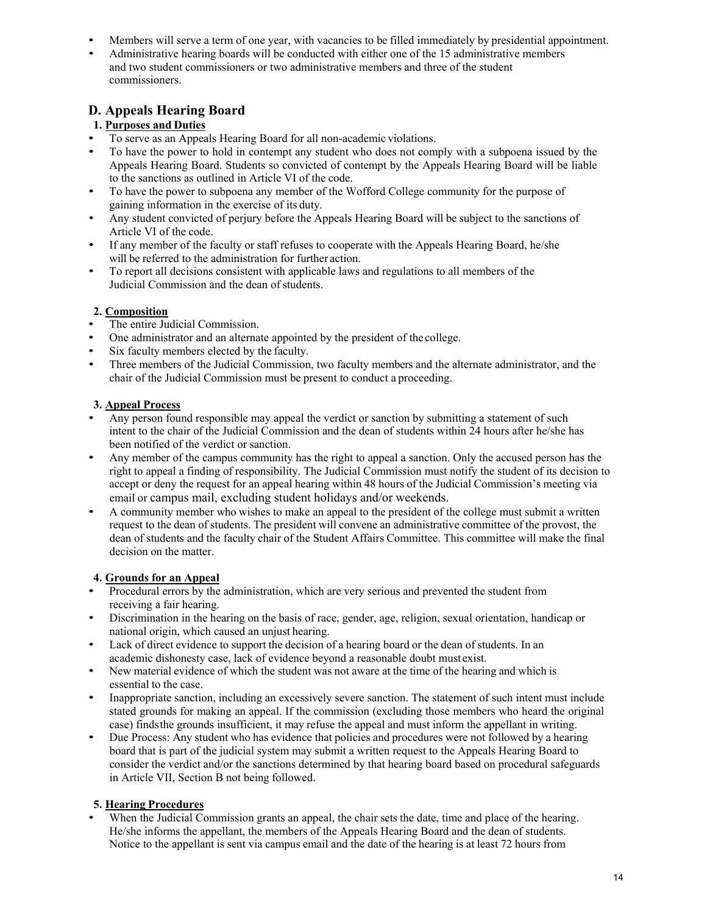- Members will serve a term of one year, with vacancies to be filled immediately by presidential appointment.
- Administrative hearing boards will be conducted with either one of the 15 administrative members and two student commissioners or two administrative members and three of the student commissioners.

## D. Appeals Hearing Board

### 1. Purposes and Duties

- To serve as an Appeals Hearing Board for all non-academic violations.
- To have the power to hold in contempt any student who does not comply with a subpoena issued by the Appeals Hearing Board. Students so convicted of contempt by the Appeals Hearing Board will be liable to the sanctions as outlined in Article VI of the code.
- To have the power to subpoena any member of the Wofford College community for the purpose of gaining information in the exercise of its duty.
- Any student convicted of perjury before the Appeals Hearing Board will be subject to the sanctions of Article VI of the code.
- If any member of the faculty or staff refuses to cooperate with the Appeals Hearing Board, he/she will be referred to the administration for further action.
- To report all decisions consistent with applicable laws and regulations to all members of the Judicial Commission and the dean of students.

### 2. Composition

- The entire Judicial Commission.
- One administrator and an alternate appointed by the president of the college.
- Six faculty members elected by the faculty.
- Three members of the Judicial Commission, two faculty members and the alternate administrator, and the chair of the Judicial Commission must be present to conduct a proceeding.

### 3. Appeal Process

- Any person found responsible may appeal the verdict or sanction by submitting a statement of such intent to the chair of the Judicial Commission and the dean of students within 24 hours after he/she has been notified of the verdict or sanction.
- Any member of the campus community has the right to appeal a sanction. Only the accused person has the right to appeal a finding of responsibility. The Judicial Commission must notify the student of its decision to accept or deny the request for an appeal hearing within 48 hours of the Judicial Commission's meeting via email or campus mail, excluding student holidays and/or weekends.
- A community member who wishes to make an appeal to the president of the college must submit a written request to the dean of students. The president will convene an administrative committee of the provost, the dean of students and the faculty chair of the Student Affairs Committee. This committee will make the final decision on the matter.

### 4. Grounds for an Appeal

- Procedural errors by the administration, which are very serious and prevented the student from receiving a fair hearing.
- Discrimination in the hearing on the basis of race, gender, age, religion, sexual orientation, handicap or national origin, which caused an unjust hearing.
- Lack of direct evidence to support the decision of a hearing board or the dean of students. In an academic dishonesty case, lack of evidence beyond a reasonable doubt must exist.
- New material evidence of which the student was not aware at the time of the hearing and which is essential to the case.
- Inappropriate sanction, including an excessively severe sanction. The statement of such intent must include stated grounds for making an appeal. If the commission (excluding those members who heard the original case) finds the grounds insufficient, it may refuse the appeal and must inform the appellant in writing.
- Due Process: Any student who has evidence that policies and procedures were not followed by a hearing board that is part of the judicial system may submit a written request to the Appeals Hearing Board to consider the verdict and/or the sanctions determined by that hearing board based on procedural safeguards in Article VII, Section B not being followed.

### 5. Hearing Procedures

- When the Judicial Commission grants an appeal, the chair sets the date, time and place of the hearing. He/she informs the appellant, the members of the Appeals Hearing Board and the dean of students. Notice to the appellant is sent via campus email and the date of the hearing is at least 72 hours from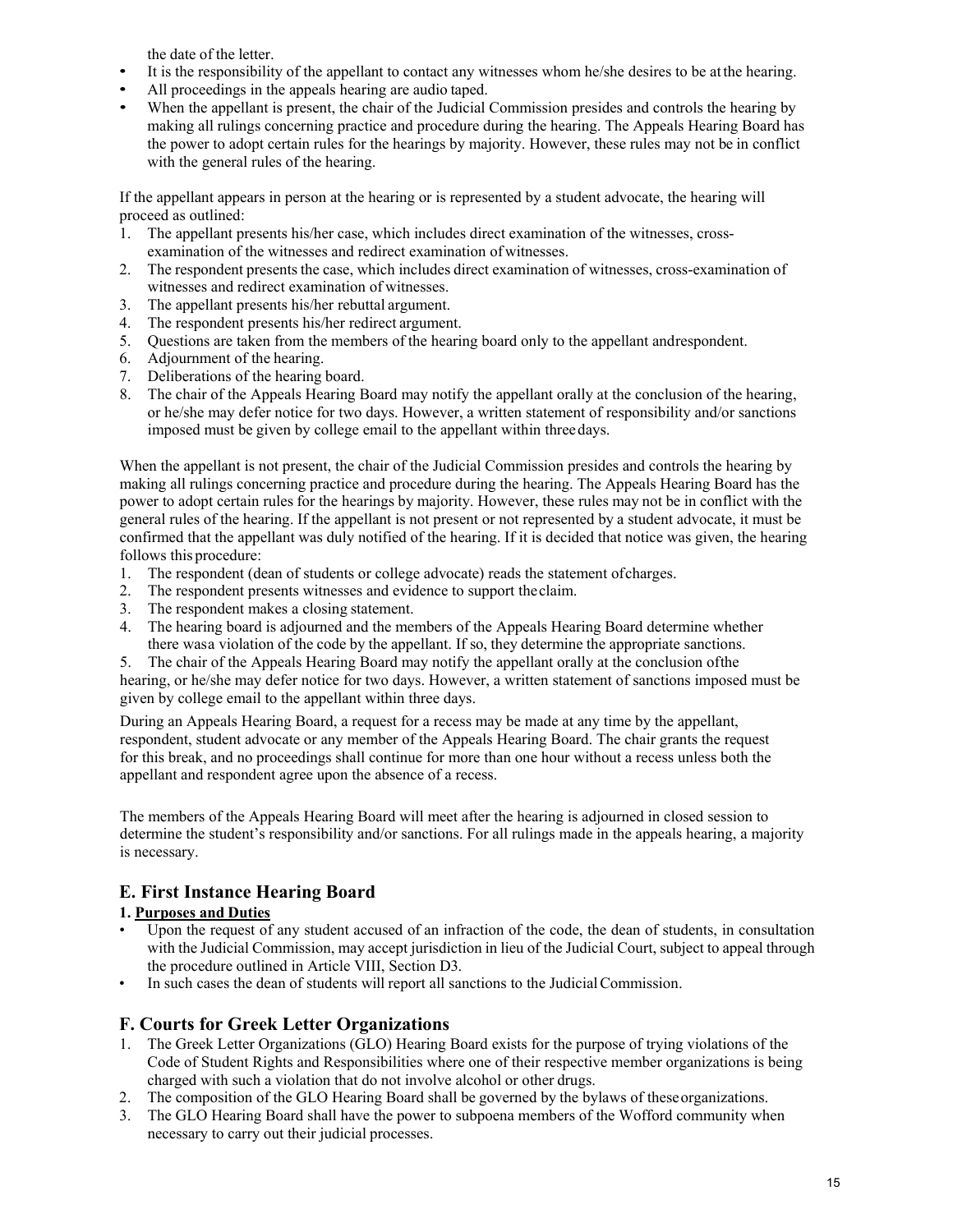the date of the letter.

- It is the responsibility of the appellant to contact any witnesses whom he/she desires to be at the hearing.
- All proceedings in the appeals hearing are audio taped.
- When the appellant is present, the chair of the Judicial Commission presides and controls the hearing by making all rulings concerning practice and procedure during the hearing. The Appeals Hearing Board has the power to adopt certain rules for the hearings by majority. However, these rules may not be in conflict with the general rules of the hearing.

If the appellant appears in person at the hearing or is represented by a student advocate, the hearing will proceed as outlined:

1. The appellant presents his/her case, which includes direct examination of the witnesses, cross-examination of the witnesses and redirect examination of witnesses.
2. The respondent presents the case, which includes direct examination of witnesses, cross-examination of witnesses and redirect examination of witnesses.
3. The appellant presents his/her rebuttal argument.
4. The respondent presents his/her redirect argument.
5. Questions are taken from the members of the hearing board only to the appellant and respondent.
6. Adjournment of the hearing.
7. Deliberations of the hearing board.
8. The chair of the Appeals Hearing Board may notify the appellant orally at the conclusion of the hearing, or he/she may defer notice for two days. However, a written statement of responsibility and/or sanctions imposed must be given by college email to the appellant within three days.

When the appellant is not present, the chair of the Judicial Commission presides and controls the hearing by making all rulings concerning practice and procedure during the hearing. The Appeals Hearing Board has the power to adopt certain rules for the hearings by majority. However, these rules may not be in conflict with the general rules of the hearing. If the appellant is not present or not represented by a student advocate, it must be confirmed that the appellant was duly notified of the hearing. If it is decided that notice was given, the hearing follows this procedure:

1. The respondent (dean of students or college advocate) reads the statement of charges.
2. The respondent presents witnesses and evidence to support the claim.
3. The respondent makes a closing statement.
4. The hearing board is adjourned and the members of the Appeals Hearing Board determine whether there was a violation of the code by the appellant. If so, they determine the appropriate sanctions.
5. The chair of the Appeals Hearing Board may notify the appellant orally at the conclusion of the hearing, or he/she may defer notice for two days. However, a written statement of sanctions imposed must be given by college email to the appellant within three days.

During an Appeals Hearing Board, a request for a recess may be made at any time by the appellant, respondent, student advocate or any member of the Appeals Hearing Board. The chair grants the request for this break, and no proceedings shall continue for more than one hour without a recess unless both the appellant and respondent agree upon the absence of a recess.

The members of the Appeals Hearing Board will meet after the hearing is adjourned in closed session to determine the student's responsibility and/or sanctions. For all rulings made in the appeals hearing, a majority is necessary.

## E. First Instance Hearing Board

### 1. Purposes and Duties

- Upon the request of any student accused of an infraction of the code, the dean of students, in consultation with the Judicial Commission, may accept jurisdiction in lieu of the Judicial Court, subject to appeal through the procedure outlined in Article VIII, Section D3.
- In such cases the dean of students will report all sanctions to the Judicial Commission.

## F. Courts for Greek Letter Organizations

1. The Greek Letter Organizations (GLO) Hearing Board exists for the purpose of trying violations of the Code of Student Rights and Responsibilities where one of their respective member organizations is being charged with such a violation that do not involve alcohol or other drugs.
2. The composition of the GLO Hearing Board shall be governed by the bylaws of these organizations.
3. The GLO Hearing Board shall have the power to subpoena members of the Wofford community when necessary to carry out their judicial processes.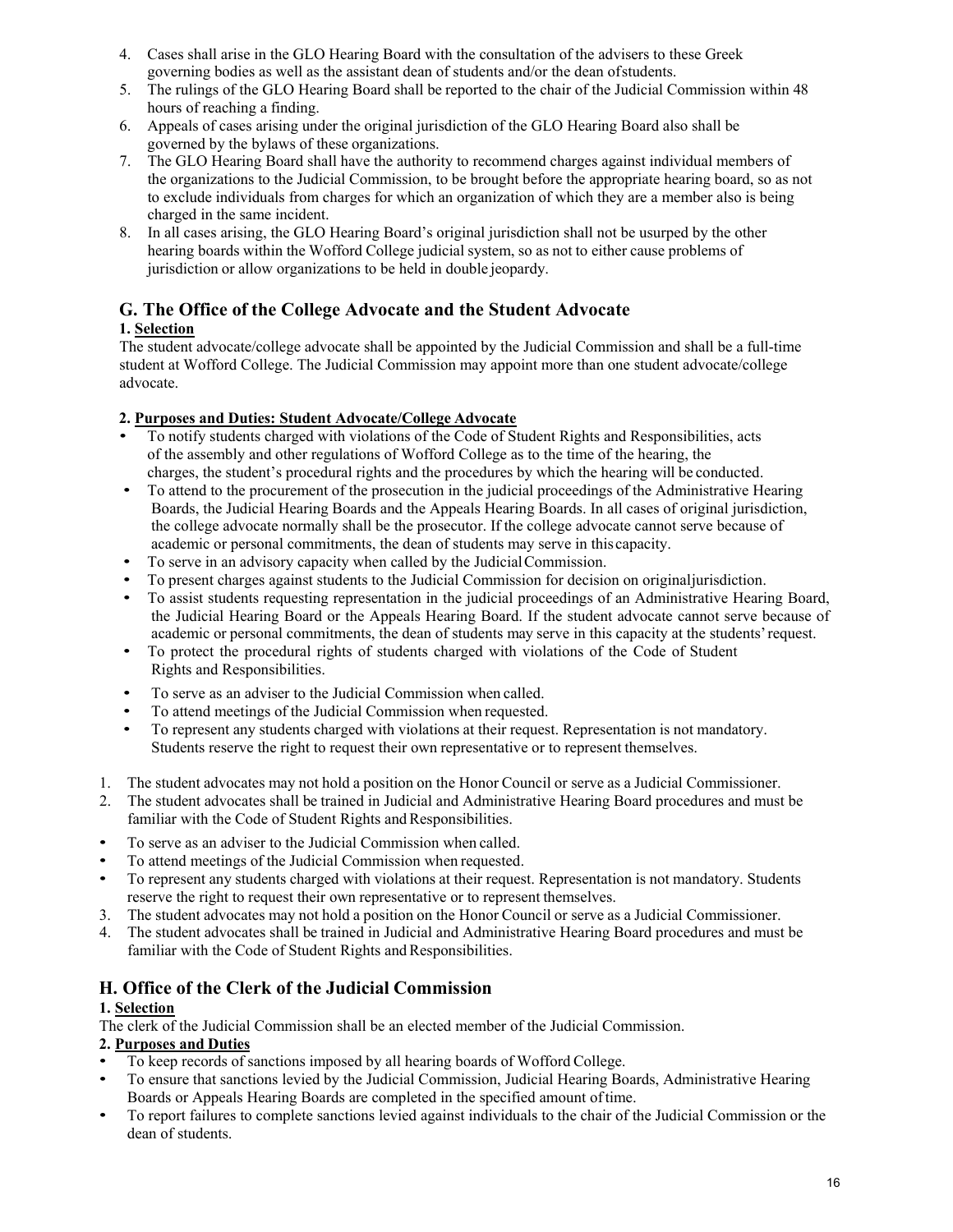4. Cases shall arise in the GLO Hearing Board with the consultation of the advisers to these Greek governing bodies as well as the assistant dean of students and/or the dean of students.
5. The rulings of the GLO Hearing Board shall be reported to the chair of the Judicial Commission within 48 hours of reaching a finding.
6. Appeals of cases arising under the original jurisdiction of the GLO Hearing Board also shall be governed by the bylaws of these organizations.
7. The GLO Hearing Board shall have the authority to recommend charges against individual members of the organizations to the Judicial Commission, to be brought before the appropriate hearing board, so as not to exclude individuals from charges for which an organization of which they are a member also is being charged in the same incident.
8. In all cases arising, the GLO Hearing Board's original jurisdiction shall not be usurped by the other hearing boards within the Wofford College judicial system, so as not to either cause problems of jurisdiction or allow organizations to be held in double jeopardy.

## G. The Office of the College Advocate and the Student Advocate

**1. Selection**

The student advocate/college advocate shall be appointed by the Judicial Commission and shall be a full-time student at Wofford College. The Judicial Commission may appoint more than one student advocate/college advocate.

**2. Purposes and Duties: Student Advocate/College Advocate**

- To notify students charged with violations of the Code of Student Rights and Responsibilities, acts of the assembly and other regulations of Wofford College as to the time of the hearing, the charges, the student's procedural rights and the procedures by which the hearing will be conducted.
- To attend to the procurement of the prosecution in the judicial proceedings of the Administrative Hearing Boards, the Judicial Hearing Boards and the Appeals Hearing Boards. In all cases of original jurisdiction, the college advocate normally shall be the prosecutor. If the college advocate cannot serve because of academic or personal commitments, the dean of students may serve in this capacity.
- To serve in an advisory capacity when called by the Judicial Commission.
- To present charges against students to the Judicial Commission for decision on original jurisdiction.
- To assist students requesting representation in the judicial proceedings of an Administrative Hearing Board, the Judicial Hearing Board or the Appeals Hearing Board. If the student advocate cannot serve because of academic or personal commitments, the dean of students may serve in this capacity at the students' request.
- To protect the procedural rights of students charged with violations of the Code of Student Rights and Responsibilities.
- To serve as an adviser to the Judicial Commission when called.
- To attend meetings of the Judicial Commission when requested.
- To represent any students charged with violations at their request. Representation is not mandatory. Students reserve the right to request their own representative or to represent themselves.

1. The student advocates may not hold a position on the Honor Council or serve as a Judicial Commissioner.
2. The student advocates shall be trained in Judicial and Administrative Hearing Board procedures and must be familiar with the Code of Student Rights and Responsibilities.

- To serve as an adviser to the Judicial Commission when called.
- To attend meetings of the Judicial Commission when requested.
- To represent any students charged with violations at their request. Representation is not mandatory. Students reserve the right to request their own representative or to represent themselves.

3. The student advocates may not hold a position on the Honor Council or serve as a Judicial Commissioner.
4. The student advocates shall be trained in Judicial and Administrative Hearing Board procedures and must be familiar with the Code of Student Rights and Responsibilities.

## H. Office of the Clerk of the Judicial Commission

**1. Selection**

The clerk of the Judicial Commission shall be an elected member of the Judicial Commission.

**2. Purposes and Duties**

- To keep records of sanctions imposed by all hearing boards of Wofford College.
- To ensure that sanctions levied by the Judicial Commission, Judicial Hearing Boards, Administrative Hearing Boards or Appeals Hearing Boards are completed in the specified amount of time.
- To report failures to complete sanctions levied against individuals to the chair of the Judicial Commission or the dean of students.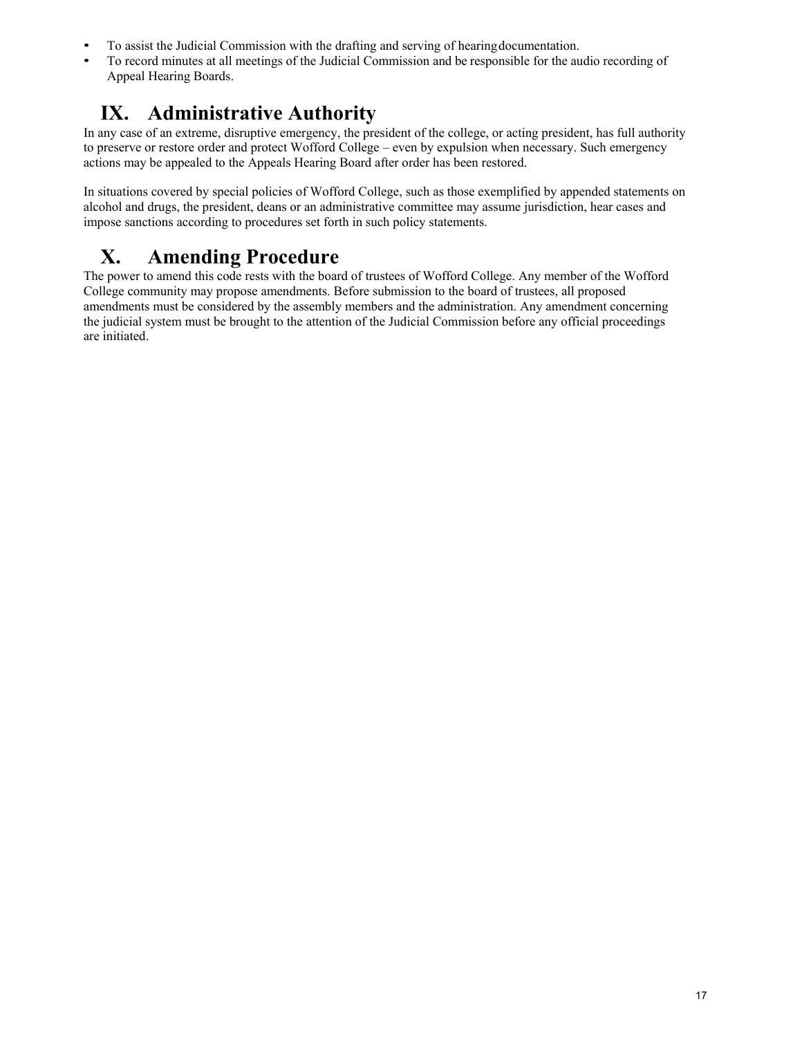- To assist the Judicial Commission with the drafting and serving of hearing documentation.
- To record minutes at all meetings of the Judicial Commission and be responsible for the audio recording of Appeal Hearing Boards.

## IX. Administrative Authority

In any case of an extreme, disruptive emergency, the president of the college, or acting president, has full authority to preserve or restore order and protect Wofford College – even by expulsion when necessary. Such emergency actions may be appealed to the Appeals Hearing Board after order has been restored.

In situations covered by special policies of Wofford College, such as those exemplified by appended statements on alcohol and drugs, the president, deans or an administrative committee may assume jurisdiction, hear cases and impose sanctions according to procedures set forth in such policy statements.

## X. Amending Procedure

The power to amend this code rests with the board of trustees of Wofford College. Any member of the Wofford College community may propose amendments. Before submission to the board of trustees, all proposed amendments must be considered by the assembly members and the administration. Any amendment concerning the judicial system must be brought to the attention of the Judicial Commission before any official proceedings are initiated.